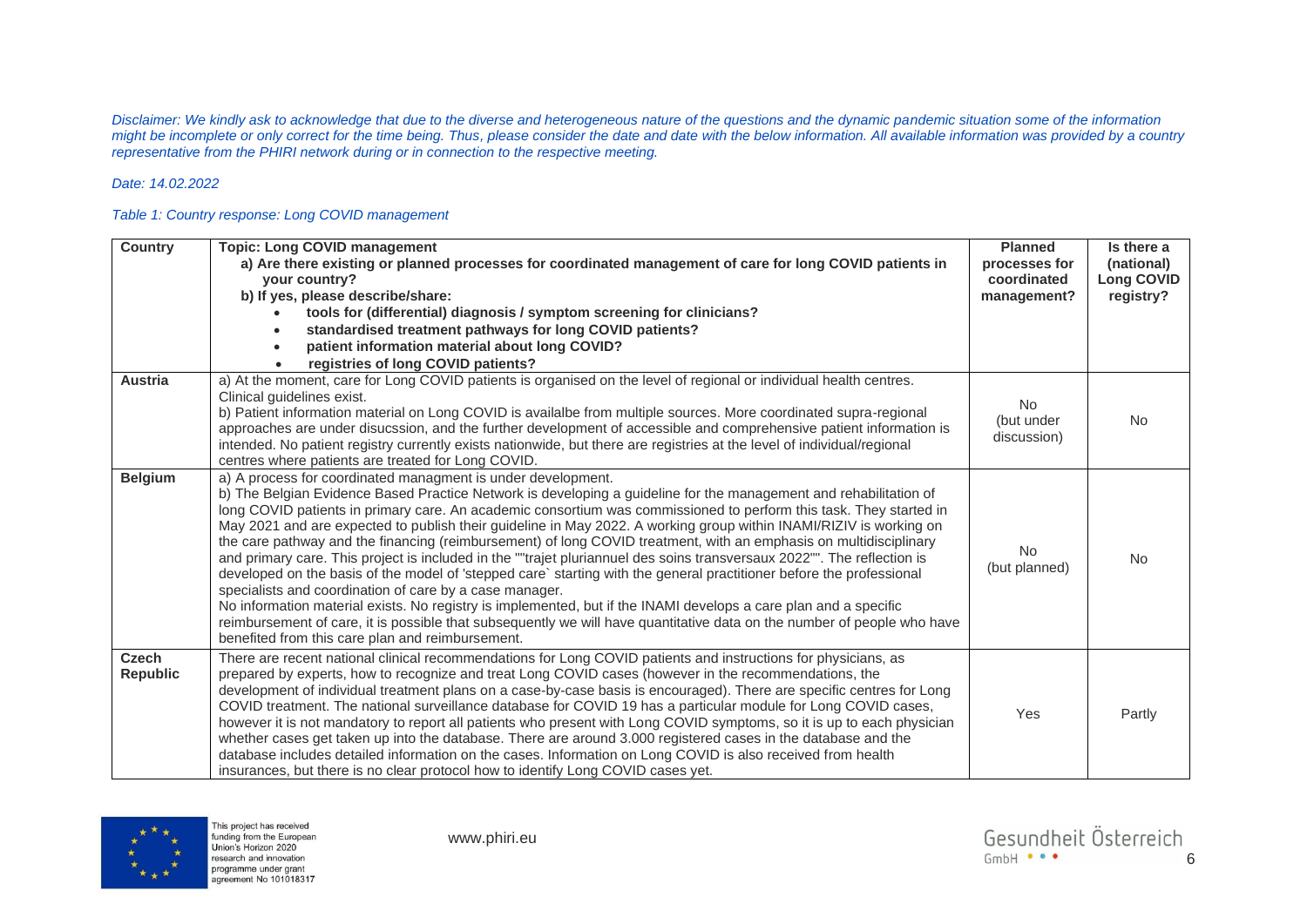*Disclaimer: We kindly ask to acknowledge that due to the diverse and heterogeneous nature of the questions and the dynamic pandemic situation some of the information might be incomplete or only correct for the time being. Thus, please consider the date and date with the below information. All available information was provided by a country representative from the PHIRI network during or in connection to the respective meeting.*

*Date: 14.02.2022*

*Table 1: Country response: Long COVID management*

| Country | Topic: Long COVID management<br>a) Are there existing or planned processes for coordinated management of care for long COVID patients in your country?<br>b) If yes, please describe/share:<br>• tools for (differential) diagnosis / symptom screening for clinicians?<br>• standardised treatment pathways for long COVID patients?<br>• patient information material about long COVID?<br>• registries of long COVID patients? | Planned processes for coordinated management? | Is there a (national) Long COVID registry? |
|---|---|---|---|
| **Austria** | a) At the moment, care for Long COVID patients is organised on the level of regional or individual health centres. Clinical guidelines exist.<br>b) Patient information material on Long COVID is availalbe from multiple sources. More coordinated supra-regional approaches are under disucssion, and the further development of accessible and comprehensive patient information is intended. No patient registry currently exists nationwide, but there are registries at the level of individual/regional centres where patients are treated for Long COVID. | No (but under discussion) | No |
| **Belgium** | a) A process for coordinated managment is under development.<br>b) The Belgian Evidence Based Practice Network is developing a guideline for the management and rehabilitation of long COVID patients in primary care. An academic consortium was commissioned to perform this task. They started in May 2021 and are expected to publish their guideline in May 2022. A working group within INAMI/RIZIV is working on the care pathway and the financing (reimbursement) of long COVID treatment, with an emphasis on multidisciplinary and primary care. This project is included in the ""trajet pluriannuel des soins transversaux 2022"". The reflection is developed on the basis of the model of 'stepped care` starting with the general practitioner before the professional specialists and coordination of care by a case manager.<br>No information material exists. No registry is implemented, but if the INAMI develops a care plan and a specific reimbursement of care, it is possible that subsequently we will have quantitative data on the number of people who have benefited from this care plan and reimbursement. | No (but planned) | No |
| **Czech Republic** | There are recent national clinical recommendations for Long COVID patients and instructions for physicians, as prepared by experts, how to recognize and treat Long COVID cases (however in the recommendations, the development of individual treatment plans on a case-by-case basis is encouraged). There are specific centres for Long COVID treatment. The national surveillance database for COVID 19 has a particular module for Long COVID cases, however it is not mandatory to report all patients who present with Long COVID symptoms, so it is up to each physician whether cases get taken up into the database. There are around 3.000 registered cases in the database and the database includes detailed information on the cases. Information on Long COVID is also received from health insurances, but there is no clear protocol how to identify Long COVID cases yet. | Yes | Partly |

This project has received funding from the European Union's Horizon 2020 research and innovation programme under grant agreement No 101018317

www.phiri.eu

Gesundheit Österreich GmbH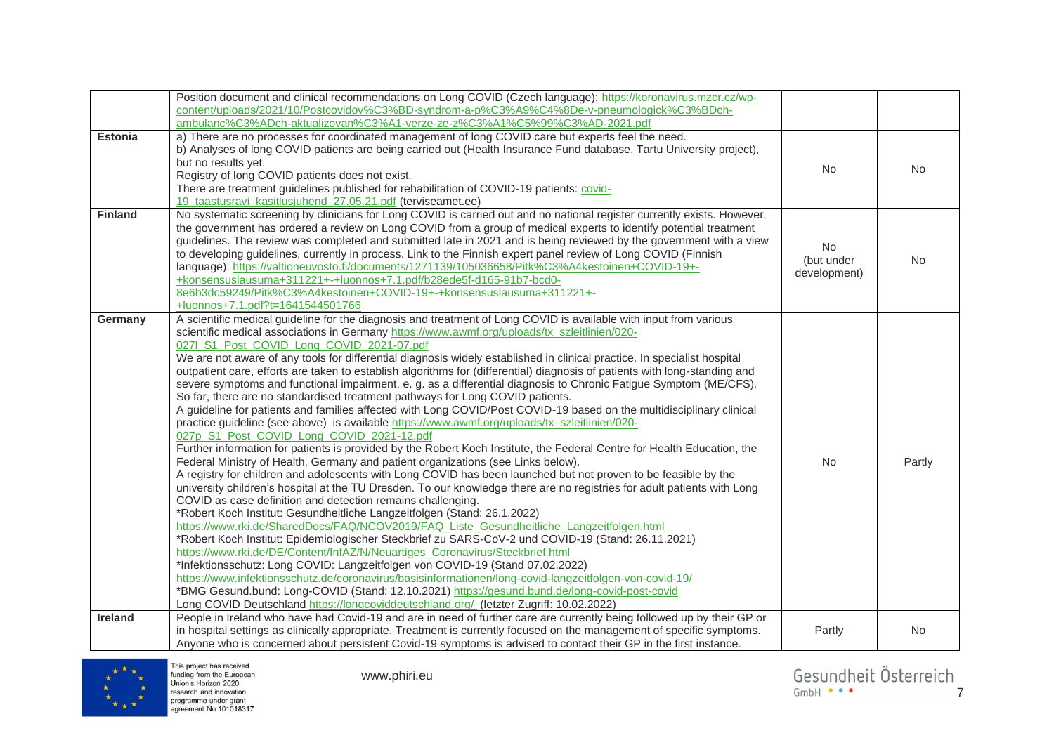| | | | |
|---|---|---|---|
| | Position document and clinical recommendations on Long COVID (Czech language): https://koronavirus.mzcr.cz/wp-content/uploads/2021/10/Postcovidov%C3%BD-syndrom-a-p%C3%A9%C4%8De-v-pneumologick%C3%BDch-ambulanc%C3%ADch-aktualizovan%C3%A1-verze-ze-z%C3%A1%C5%99%C3%AD-2021.pdf | | |
| **Estonia** | a) There are no processes for coordinated management of long COVID care but experts feel the need.<br>b) Analyses of long COVID patients are being carried out (Health Insurance Fund database, Tartu University project), but no results yet.<br>Registry of long COVID patients does not exist.<br>There are treatment guidelines published for rehabilitation of COVID-19 patients: covid-19_taastusravi_kasitlusjuhend_27.05.21.pdf (terviseamet.ee) | No | No |
| **Finland** | No systematic screening by clinicians for Long COVID is carried out and no national register currently exists. However, the government has ordered a review on Long COVID from a group of medical experts to identify potential treatment guidelines. The review was completed and submitted late in 2021 and is being reviewed by the government with a view to developing guidelines, currently in process. Link to the Finnish expert panel review of Long COVID (Finnish language): https://valtioneuvosto.fi/documents/1271139/105036658/Pitk%C3%A4kestoinen+COVID-19+-+konsensuslausuma+311221+-+luonnos+7.1.pdf/b28ede5f-d165-91b7-bcd0-8e6b3dc59249/Pitk%C3%A4kestoinen+COVID-19+-+konsensuslausuma+311221+-+luonnos+7.1.pdf?t=1641544501766 | No<br>(but under development) | No |
| **Germany** | A scientific medical guideline for the diagnosis and treatment of Long COVID is available with input from various scientific medical associations in Germany https://www.awmf.org/uploads/tx_szleitlinien/020-027l_S1_Post_COVID_Long_COVID_2021-07.pdf<br>We are not aware of any tools for differential diagnosis widely established in clinical practice. In specialist hospital outpatient care, efforts are taken to establish algorithms for (differential) diagnosis of patients with long-standing and severe symptoms and functional impairment, e. g. as a differential diagnosis to Chronic Fatigue Symptom (ME/CFS). So far, there are no standardised treatment pathways for Long COVID patients.<br>A guideline for patients and families affected with Long COVID/Post COVID-19 based on the multidisciplinary clinical practice guideline (see above) is available https://www.awmf.org/uploads/tx_szleitlinien/020-027p_S1_Post_COVID_Long_COVID_2021-12.pdf<br>Further information for patients is provided by the Robert Koch Institute, the Federal Centre for Health Education, the Federal Ministry of Health, Germany and patient organizations (see Links below).<br>A registry for children and adolescents with Long COVID has been launched but not proven to be feasible by the university children's hospital at the TU Dresden. To our knowledge there are no registries for adult patients with Long COVID as case definition and detection remains challenging.<br>*Robert Koch Institut: Gesundheitliche Langzeitfolgen (Stand: 26.1.2022)<br>https://www.rki.de/SharedDocs/FAQ/NCOV2019/FAQ_Liste_Gesundheitliche_Langzeitfolgen.html<br>*Robert Koch Institut: Epidemiologischer Steckbrief zu SARS-CoV-2 und COVID-19 (Stand: 26.11.2021)<br>https://www.rki.de/DE/Content/InfAZ/N/Neuartiges_Coronavirus/Steckbrief.html<br>*Infektionsschutz: Long COVID: Langzeitfolgen von COVID-19 (Stand 07.02.2022)<br>https://www.infektionsschutz.de/coronavirus/basisinformationen/long-covid-langzeitfolgen-von-covid-19/<br>*BMG Gesund.bund: Long-COVID (Stand: 12.10.2021) https://gesund.bund.de/long-covid-post-covid<br>Long COVID Deutschland https://longcoviddeutschland.org/ (letzter Zugriff: 10.02.2022) | No | Partly |
| **Ireland** | People in Ireland who have had Covid-19 and are in need of further care are currently being followed up by their GP or in hospital settings as clinically appropriate. Treatment is currently focused on the management of specific symptoms. Anyone who is concerned about persistent Covid-19 symptoms is advised to contact their GP in the first instance. | Partly | No |

This project has received funding from the European Union's Horizon 2020 research and innovation programme under grant agreement No 101018317

www.phiri.eu

Gesundheit Österreich GmbH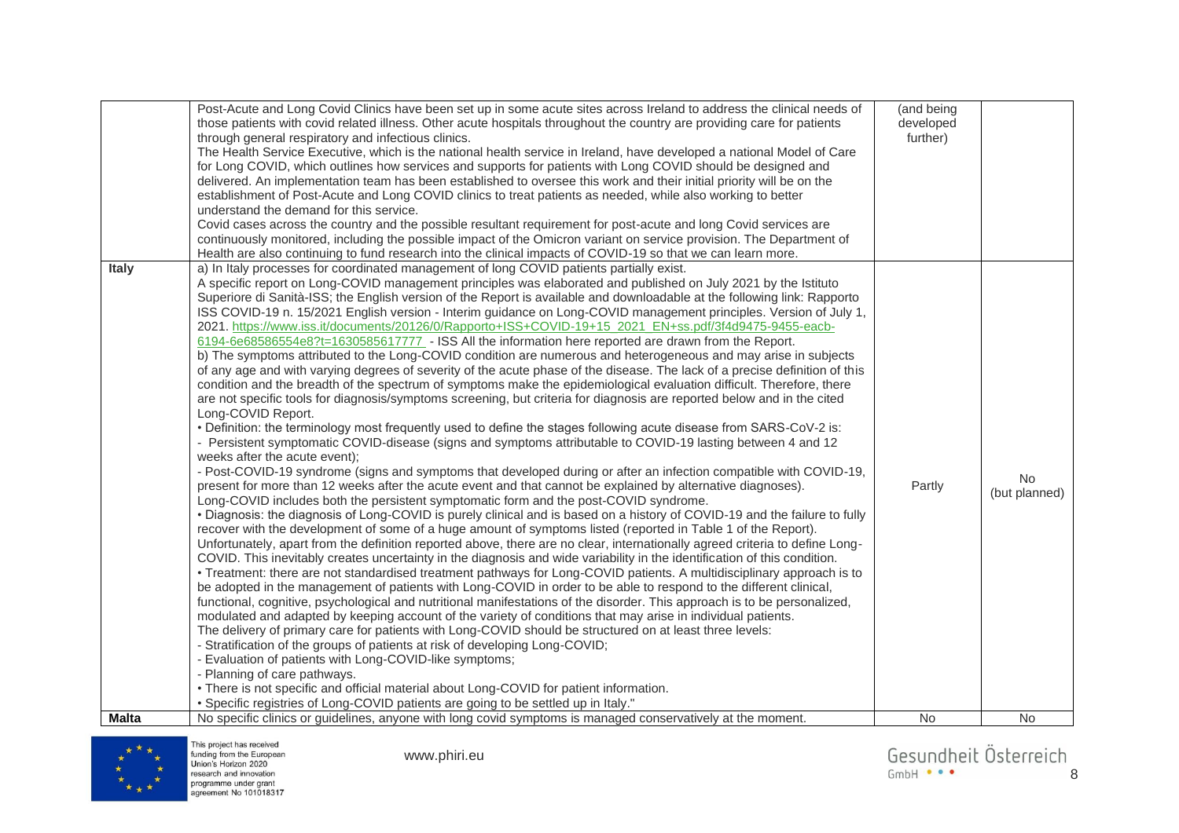| | | | |
|---|---|---|---|
| | Post-Acute and Long Covid Clinics have been set up in some acute sites across Ireland to address the clinical needs of those patients with covid related illness. Other acute hospitals throughout the country are providing care for patients through general respiratory and infectious clinics.<br>The Health Service Executive, which is the national health service in Ireland, have developed a national Model of Care for Long COVID, which outlines how services and supports for patients with Long COVID should be designed and delivered. An implementation team has been established to oversee this work and their initial priority will be on the establishment of Post-Acute and Long COVID clinics to treat patients as needed, while also working to better understand the demand for this service.<br>Covid cases across the country and the possible resultant requirement for post-acute and long Covid services are continuously monitored, including the possible impact of the Omicron variant on service provision. The Department of Health are also continuing to fund research into the clinical impacts of COVID-19 so that we can learn more. | (and being developed further) | |
| **Italy** | a) In Italy processes for coordinated management of long COVID patients partially exist.<br>A specific report on Long-COVID management principles was elaborated and published on July 2021 by the Istituto Superiore di Sanità-ISS; the English version of the Report is available and downloadable at the following link: Rapporto ISS COVID-19 n. 15/2021 English version - Interim guidance on Long-COVID management principles. Version of July 1, 2021. https://www.iss.it/documents/20126/0/Rapporto+ISS+COVID-19+15_2021_EN+ss.pdf/3f4d9475-9455-eacb-6194-6e68586554e8?t=1630585617777 - ISS All the information here reported are drawn from the Report.<br>b) The symptoms attributed to the Long-COVID condition are numerous and heterogeneous and may arise in subjects of any age and with varying degrees of severity of the acute phase of the disease. The lack of a precise definition of this condition and the breadth of the spectrum of symptoms make the epidemiological evaluation difficult. Therefore, there are not specific tools for diagnosis/symptoms screening, but criteria for diagnosis are reported below and in the cited Long-COVID Report.<br>• Definition: the terminology most frequently used to define the stages following acute disease from SARS-CoV-2 is:<br>- Persistent symptomatic COVID-disease (signs and symptoms attributable to COVID-19 lasting between 4 and 12 weeks after the acute event);<br>- Post-COVID-19 syndrome (signs and symptoms that developed during or after an infection compatible with COVID-19, present for more than 12 weeks after the acute event and that cannot be explained by alternative diagnoses).<br>Long-COVID includes both the persistent symptomatic form and the post-COVID syndrome.<br>• Diagnosis: the diagnosis of Long-COVID is purely clinical and is based on a history of COVID-19 and the failure to fully recover with the development of some of a huge amount of symptoms listed (reported in Table 1 of the Report). Unfortunately, apart from the definition reported above, there are no clear, internationally agreed criteria to define Long-COVID. This inevitably creates uncertainty in the diagnosis and wide variability in the identification of this condition.<br>• Treatment: there are not standardised treatment pathways for Long-COVID patients. A multidisciplinary approach is to be adopted in the management of patients with Long-COVID in order to be able to respond to the different clinical, functional, cognitive, psychological and nutritional manifestations of the disorder. This approach is to be personalized, modulated and adapted by keeping account of the variety of conditions that may arise in individual patients.<br>The delivery of primary care for patients with Long-COVID should be structured on at least three levels:<br>- Stratification of the groups of patients at risk of developing Long-COVID;<br>- Evaluation of patients with Long-COVID-like symptoms;<br>- Planning of care pathways.<br>• There is not specific and official material about Long-COVID for patient information.<br>• Specific registries of Long-COVID patients are going to be settled up in Italy." | Partly | No (but planned) |
| **Malta** | No specific clinics or guidelines, anyone with long covid symptoms is managed conservatively at the moment. | No | No |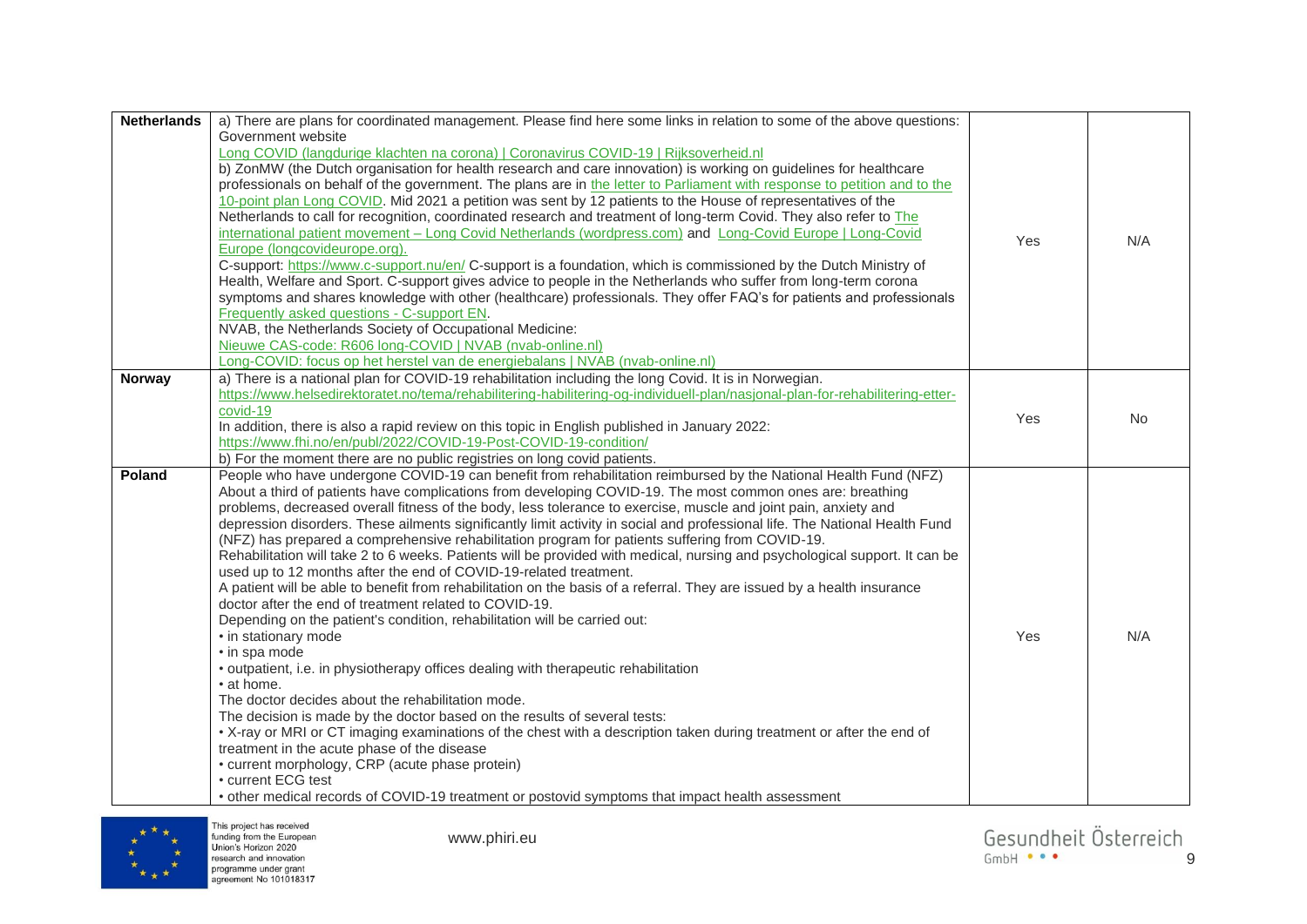| | | | |
|---|---|---|---|
| **Netherlands** | a) There are plans for coordinated management. Please find here some links in relation to some of the above questions:<br>Government website<br>Long COVID (langdurige klachten na corona) \| Coronavirus COVID-19 \| Rijksoverheid.nl<br>b) ZonMW (the Dutch organisation for health research and care innovation) is working on guidelines for healthcare professionals on behalf of the government. The plans are in the letter to Parliament with response to petition and to the 10-point plan Long COVID. Mid 2021 a petition was sent by 12 patients to the House of representatives of the Netherlands to call for recognition, coordinated research and treatment of long-term Covid. They also refer to The international patient movement – Long Covid Netherlands (wordpress.com) and Long-Covid Europe \| Long-Covid Europe (longcovideurope.org).<br>C-support: https://www.c-support.nu/en/ C-support is a foundation, which is commissioned by the Dutch Ministry of Health, Welfare and Sport. C-support gives advice to people in the Netherlands who suffer from long-term corona symptoms and shares knowledge with other (healthcare) professionals. They offer FAQ's for patients and professionals Frequently asked questions - C-support EN.<br>NVAB, the Netherlands Society of Occupational Medicine:<br>Nieuwe CAS-code: R606 long-COVID \| NVAB (nvab-online.nl)<br>Long-COVID: focus op het herstel van de energiebalans \| NVAB (nvab-online.nl) | Yes | N/A |
| **Norway** | a) There is a national plan for COVID-19 rehabilitation including the long Covid. It is in Norwegian.<br>https://www.helsedirektoratet.no/tema/rehabilitering-habilitering-og-individuell-plan/nasjonal-plan-for-rehabilitering-etter-covid-19<br>In addition, there is also a rapid review on this topic in English published in January 2022:<br>https://www.fhi.no/en/publ/2022/COVID-19-Post-COVID-19-condition/<br>b) For the moment there are no public registries on long covid patients. | Yes | No |
| **Poland** | People who have undergone COVID-19 can benefit from rehabilitation reimbursed by the National Health Fund (NFZ)<br>About a third of patients have complications from developing COVID-19. The most common ones are: breathing problems, decreased overall fitness of the body, less tolerance to exercise, muscle and joint pain, anxiety and depression disorders. These ailments significantly limit activity in social and professional life. The National Health Fund (NFZ) has prepared a comprehensive rehabilitation program for patients suffering from COVID-19.<br>Rehabilitation will take 2 to 6 weeks. Patients will be provided with medical, nursing and psychological support. It can be used up to 12 months after the end of COVID-19-related treatment.<br>A patient will be able to benefit from rehabilitation on the basis of a referral. They are issued by a health insurance doctor after the end of treatment related to COVID-19.<br>Depending on the patient's condition, rehabilitation will be carried out:<br>• in stationary mode<br>• in spa mode<br>• outpatient, i.e. in physiotherapy offices dealing with therapeutic rehabilitation<br>• at home.<br>The doctor decides about the rehabilitation mode.<br>The decision is made by the doctor based on the results of several tests:<br>• X-ray or MRI or CT imaging examinations of the chest with a description taken during treatment or after the end of treatment in the acute phase of the disease<br>• current morphology, CRP (acute phase protein)<br>• current ECG test<br>• other medical records of COVID-19 treatment or postovid symptoms that impact health assessment | Yes | N/A |

This project has received funding from the European Union's Horizon 2020 research and innovation programme under grant agreement No 101018317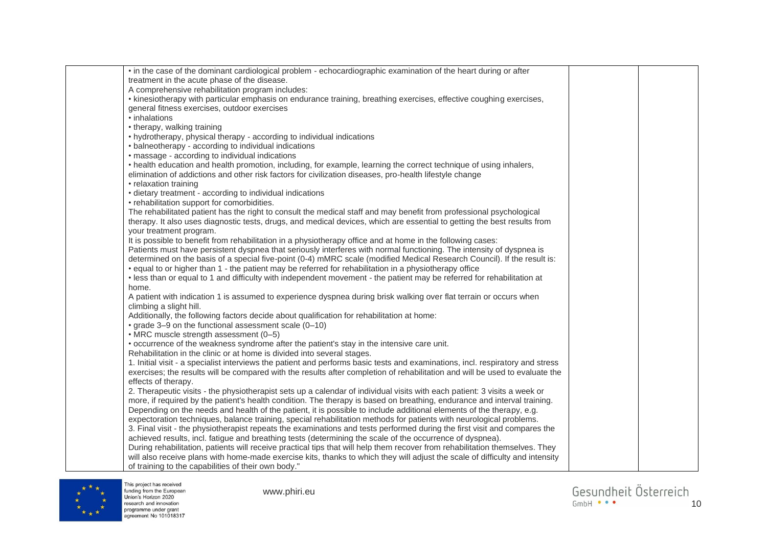| | | | |
|---|---|---|---|
| | • in the case of the dominant cardiological problem - echocardiographic examination of the heart during or after treatment in the acute phase of the disease.<br>A comprehensive rehabilitation program includes:<br>• kinesiotherapy with particular emphasis on endurance training, breathing exercises, effective coughing exercises, general fitness exercises, outdoor exercises<br>• inhalations<br>• therapy, walking training<br>• hydrotherapy, physical therapy - according to individual indications<br>• balneotherapy - according to individual indications<br>• massage - according to individual indications<br>• health education and health promotion, including, for example, learning the correct technique of using inhalers, elimination of addictions and other risk factors for civilization diseases, pro-health lifestyle change<br>• relaxation training<br>• dietary treatment - according to individual indications<br>• rehabilitation support for comorbidities.<br>The rehabilitated patient has the right to consult the medical staff and may benefit from professional psychological therapy. It also uses diagnostic tests, drugs, and medical devices, which are essential to getting the best results from your treatment program.<br>It is possible to benefit from rehabilitation in a physiotherapy office and at home in the following cases:<br>Patients must have persistent dyspnea that seriously interferes with normal functioning. The intensity of dyspnea is determined on the basis of a special five-point (0-4) mMRC scale (modified Medical Research Council). If the result is:<br>• equal to or higher than 1 - the patient may be referred for rehabilitation in a physiotherapy office<br>• less than or equal to 1 and difficulty with independent movement - the patient may be referred for rehabilitation at home.<br>A patient with indication 1 is assumed to experience dyspnea during brisk walking over flat terrain or occurs when climbing a slight hill.<br>Additionally, the following factors decide about qualification for rehabilitation at home:<br>• grade 3–9 on the functional assessment scale (0–10)<br>• MRC muscle strength assessment (0–5)<br>• occurrence of the weakness syndrome after the patient's stay in the intensive care unit.<br>Rehabilitation in the clinic or at home is divided into several stages.<br>1. Initial visit - a specialist interviews the patient and performs basic tests and examinations, incl. respiratory and stress exercises; the results will be compared with the results after completion of rehabilitation and will be used to evaluate the effects of therapy.<br>2. Therapeutic visits - the physiotherapist sets up a calendar of individual visits with each patient: 3 visits a week or more, if required by the patient's health condition. The therapy is based on breathing, endurance and interval training. Depending on the needs and health of the patient, it is possible to include additional elements of the therapy, e.g. expectoration techniques, balance training, special rehabilitation methods for patients with neurological problems.<br>3. Final visit - the physiotherapist repeats the examinations and tests performed during the first visit and compares the achieved results, incl. fatigue and breathing tests (determining the scale of the occurrence of dyspnea).<br>During rehabilitation, patients will receive practical tips that will help them recover from rehabilitation themselves. They will also receive plans with home-made exercise kits, thanks to which they will adjust the scale of difficulty and intensity of training to the capabilities of their own body." | | |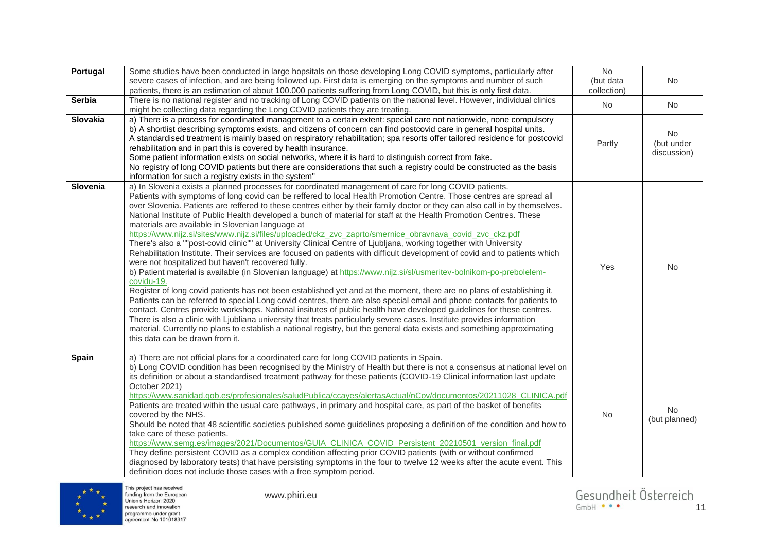| | | | |
|---|---|---|---|
| **Portugal** | Some studies have been conducted in large hopsitals on those developing Long COVID symptoms, particularly after severe cases of infection, and are being followed up. First data is emerging on the symptoms and number of such patients, there is an estimation of about 100.000 patients suffering from Long COVID, but this is only first data. | No (but data collection) | No |
| **Serbia** | There is no national register and no tracking of Long COVID patients on the national level. However, individual clinics might be collecting data regarding the Long COVID patients they are treating. | No | No |
| **Slovakia** | a) There is a process for coordinated management to a certain extent: special care not nationwide, none compulsory<br>b) A shortlist describing symptoms exists, and citizens of concern can find postcovid care in general hospital units.<br>A standardised treatment is mainly based on respiratory rehabilitation; spa resorts offer tailored residence for postcovid rehabilitation and in part this is covered by health insurance.<br>Some patient information exists on social networks, where it is hard to distinguish correct from fake.<br>No registry of long COVID patients but there are considerations that such a registry could be constructed as the basis information for such a registry exists in the system" | Partly | No (but under discussion) |
| **Slovenia** | a) In Slovenia exists a planned processes for coordinated management of care for long COVID patients.<br>Patients with symptoms of long covid can be reffered to local Health Promotion Centre. Those centres are spread all over Slovenia. Patients are reffered to these centres either by their family doctor or they can also call in by themselves. National Institute of Public Health developed a bunch of material for staff at the Health Promotion Centres. These materials are available in Slovenian language at https://www.nijz.si/sites/www.nijz.si/files/uploaded/ckz_zvc_zaprto/smernice_obravnava_covid_zvc_ckz.pdf<br>There's also a ""post-covid clinic"" at University Clinical Centre of Ljubljana, working together with University Rehabilitation Institute. Their services are focused on patients with difficult development of covid and to patients which were not hospitalized but haven't recovered fully.<br>b) Patient material is available (in Slovenian language) at https://www.nijz.si/sl/usmeritev-bolnikom-po-prebolelem-covidu-19.<br>Register of long covid patients has not been established yet and at the moment, there are no plans of establishing it.<br>Patients can be referred to special Long covid centres, there are also special email and phone contacts for patients to contact. Centres provide workshops. National insitutes of public health have developed guidelines for these centres. There is also a clinic with Ljubliana university that treats particularly severe cases. Institute provides information material. Currently no plans to establish a national registry, but the general data exists and something approximating this data can be drawn from it. | Yes | No |
| **Spain** | a) There are not official plans for a coordinated care for long COVID patients in Spain.<br>b) Long COVID condition has been recognised by the Ministry of Health but there is not a consensus at national level on its definition or about a standardised treatment pathway for these patients (COVID-19 Clinical information last update October 2021)<br>https://www.sanidad.gob.es/profesionales/saludPublica/ccayes/alertasActual/nCov/documentos/20211028_CLINICA.pdf<br>Patients are treated within the usual care pathways, in primary and hospital care, as part of the basket of benefits covered by the NHS.<br>Should be noted that 48 scientific societies published some guidelines proposing a definition of the condition and how to take care of these patients.<br>https://www.semg.es/images/2021/Documentos/GUIA_CLINICA_COVID_Persistent_20210501_version_final.pdf<br>They define persistent COVID as a complex condition affecting prior COVID patients (with or without confirmed diagnosed by laboratory tests) that have persisting symptoms in the four to twelve 12 weeks after the acute event. This definition does not include those cases with a free symptom period. | No | No (but planned) |

This project has received funding from the European Union's Horizon 2020 research and innovation programme under grant agreement No 101018317

www.phiri.eu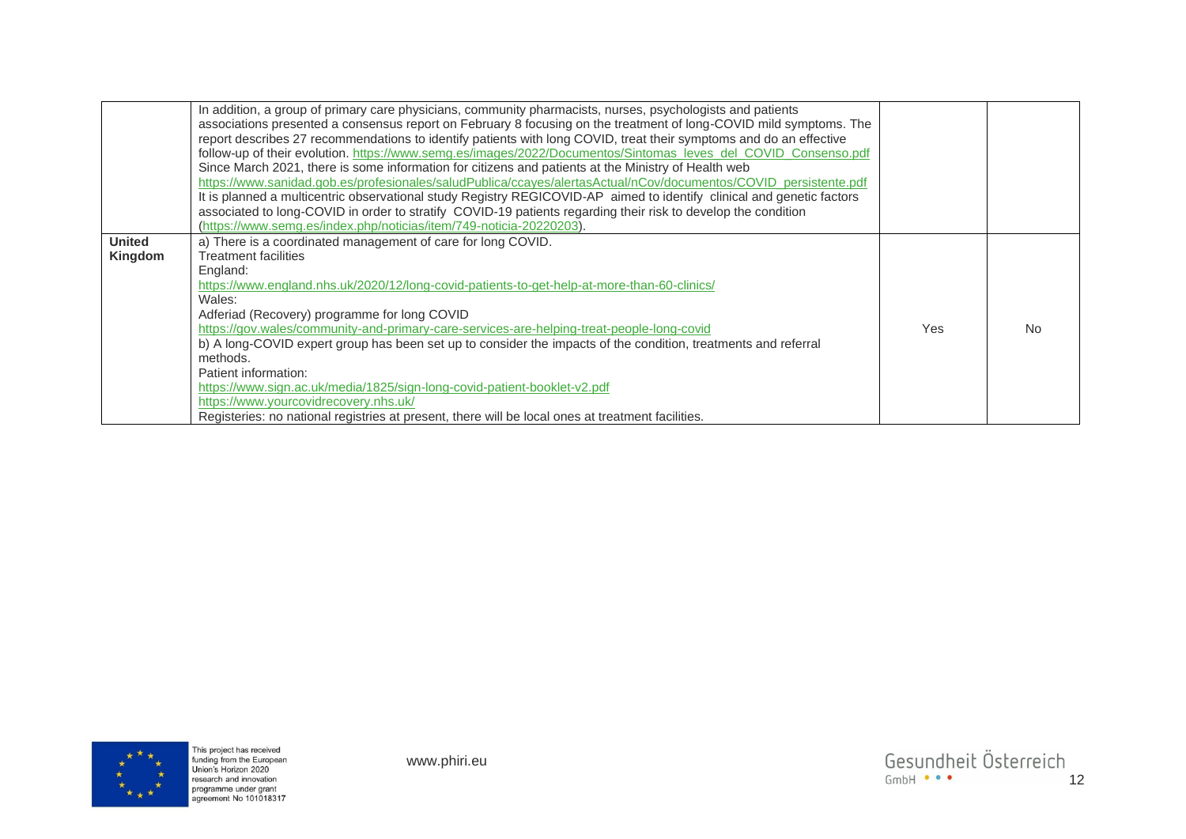| | | | |
|---|---|---|---|
| | In addition, a group of primary care physicians, community pharmacists, nurses, psychologists and patients associations presented a consensus report on February 8 focusing on the treatment of long-COVID mild symptoms. The report describes 27 recommendations to identify patients with long COVID, treat their symptoms and do an effective follow-up of their evolution. https://www.semg.es/images/2022/Documentos/Sintomas_leves_del_COVID_Consenso.pdf<br>Since March 2021, there is some information for citizens and patients at the Ministry of Health web https://www.sanidad.gob.es/profesionales/saludPublica/ccayes/alertasActual/nCov/documentos/COVID_persistente.pdf<br>It is planned a multicentric observational study Registry REGICOVID-AP aimed to identify clinical and genetic factors associated to long-COVID in order to stratify COVID-19 patients regarding their risk to develop the condition (https://www.semg.es/index.php/noticias/item/749-noticia-20220203). | | |
| **United Kingdom** | a) There is a coordinated management of care for long COVID.<br>Treatment facilities<br>England:<br>https://www.england.nhs.uk/2020/12/long-covid-patients-to-get-help-at-more-than-60-clinics/<br>Wales:<br>Adferiad (Recovery) programme for long COVID<br>https://gov.wales/community-and-primary-care-services-are-helping-treat-people-long-covid<br>b) A long-COVID expert group has been set up to consider the impacts of the condition, treatments and referral methods.<br>Patient information:<br>https://www.sign.ac.uk/media/1825/sign-long-covid-patient-booklet-v2.pdf<br>https://www.yourcovidrecovery.nhs.uk/<br>Registeries: no national registries at present, there will be local ones at treatment facilities. | Yes | No |

This project has received funding from the European Union's Horizon 2020 research and innovation programme under grant agreement No 101018317

www.phiri.eu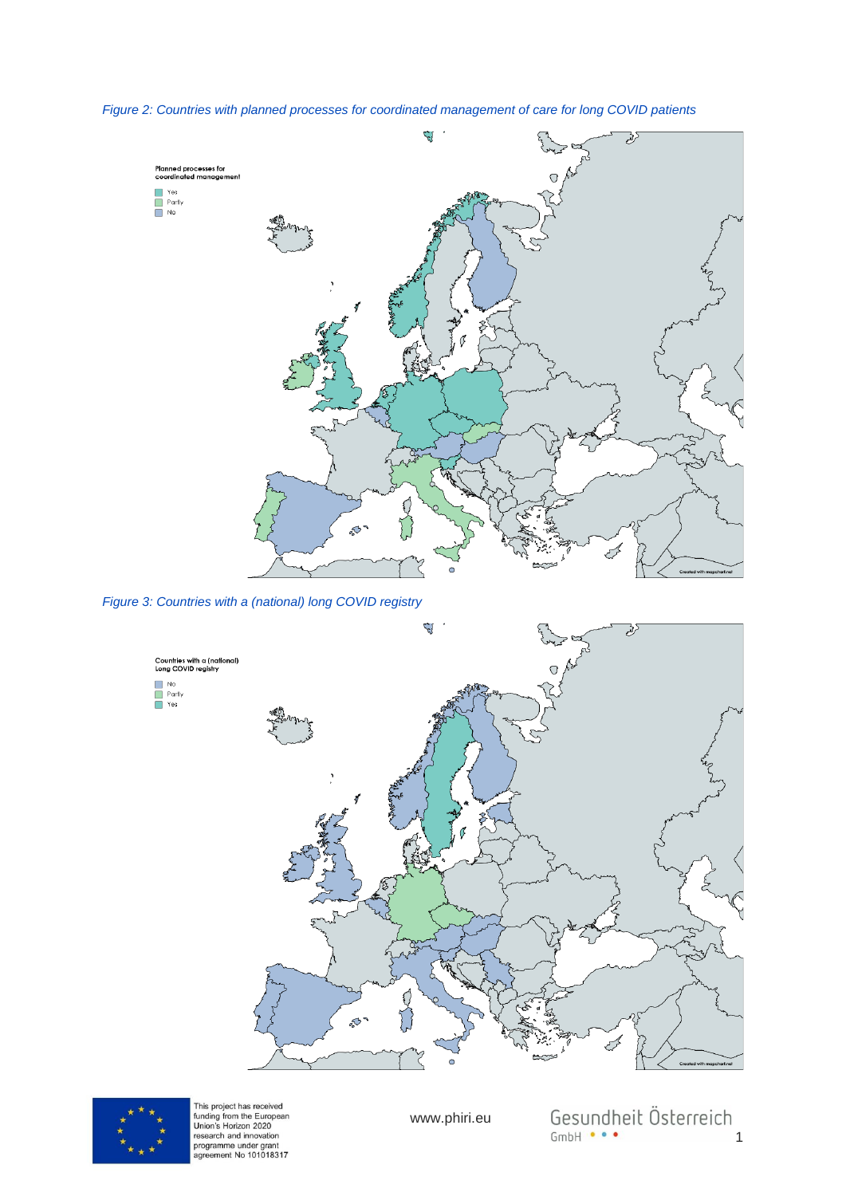*Figure 2: Countries with planned processes for coordinated management of care for long COVID patients*

Planned processes for coordinated management

Yes
Partly
No

Created with mapchart.net

*Figure 3: Countries with a (national) long COVID registry*

Countries with a (national) Long COVID registry

No
Partly
Yes

Created with mapchart.net

This project has received funding from the European Union's Horizon 2020 research and innovation programme under grant agreement No 101018317